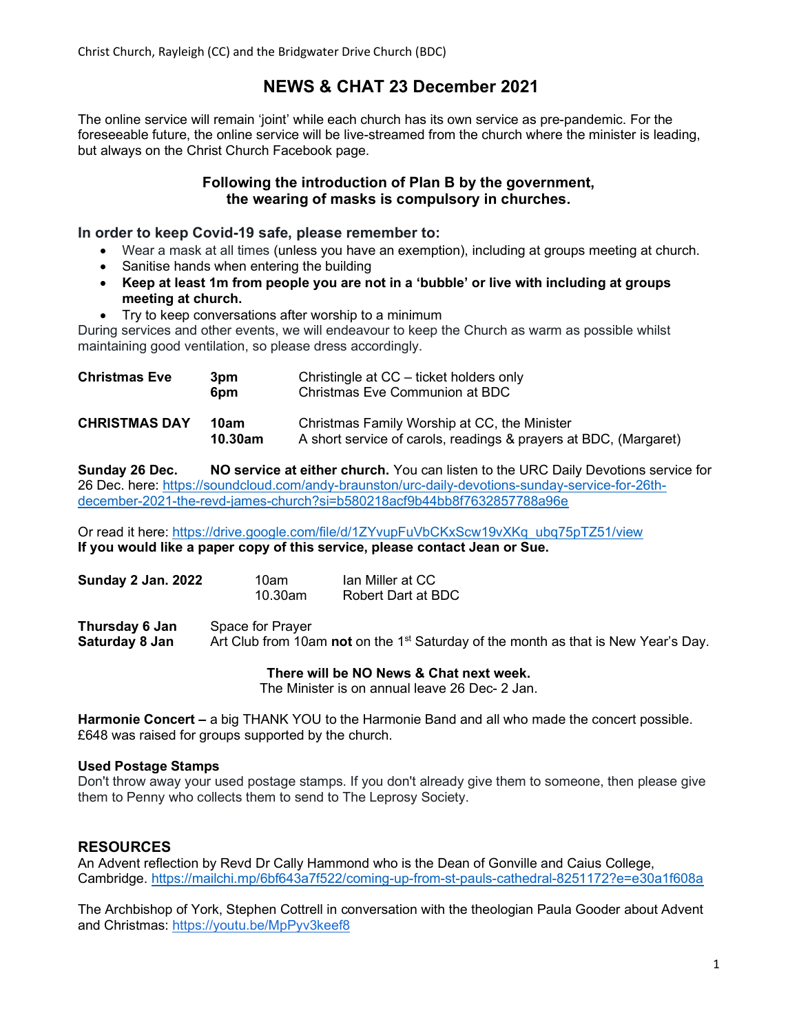Christ Church, Rayleigh (CC) and the Bridgwater Drive Church (BDC)

# NEWS & CHAT 23 December 2021

The online service will remain 'joint' while each church has its own service as pre-pandemic. For the foreseeable future, the online service will be live-streamed from the church where the minister is leading, but always on the Christ Church Facebook page.

**Following the introduction of Plan B by the government, the wearing of masks is compulsory in churches.**

### In order to keep Covid-19 safe, please remember to:

- Wear a mask at all times (unless you have an exemption), including at groups meeting at church.
- Sanitise hands when entering the building
- **Keep at least 1m from people you are not in a 'bubble' or live with including at groups meeting at church.**
- Try to keep conversations after worship to a minimum

During services and other events, we will endeavour to keep the Church as warm as possible whilst maintaining good ventilation, so please dress accordingly.

| | | |
|---|---|---|
| **Christmas Eve** | **3pm** | Christingle at CC – ticket holders only |
| | **6pm** | Christmas Eve Communion at BDC |
| **CHRISTMAS DAY** | **10am** | Christmas Family Worship at CC, the Minister |
| | **10.30am** | A short service of carols, readings & prayers at BDC, (Margaret) |

**Sunday 26 Dec.** **NO service at either church.** You can listen to the URC Daily Devotions service for 26 Dec. here: https://soundcloud.com/andy-braunston/urc-daily-devotions-sunday-service-for-26th-december-2021-the-revd-james-church?si=b580218acf9b44bb8f7632857788a96e

Or read it here: https://drive.google.com/file/d/1ZYvupFuVbCKxScw19vXKq_ubq75pTZ51/view
**If you would like a paper copy of this service, please contact Jean or Sue.**

| | | |
|---|---|---|
| **Sunday 2 Jan. 2022** | 10am | Ian Miller at CC |
| | 10.30am | Robert Dart at BDC |

**Thursday 6 Jan** Space for Prayer
**Saturday 8 Jan** Art Club from 10am **not** on the 1st Saturday of the month as that is New Year's Day.

**There will be NO News & Chat next week.**
The Minister is on annual leave 26 Dec- 2 Jan.

**Harmonie Concert –** a big THANK YOU to the Harmonie Band and all who made the concert possible. £648 was raised for groups supported by the church.

**Used Postage Stamps**
Don't throw away your used postage stamps. If you don't already give them to someone, then please give them to Penny who collects them to send to The Leprosy Society.

## RESOURCES

An Advent reflection by Revd Dr Cally Hammond who is the Dean of Gonville and Caius College, Cambridge. https://mailchi.mp/6bf643a7f522/coming-up-from-st-pauls-cathedral-8251172?e=e30a1f608a

The Archbishop of York, Stephen Cottrell in conversation with the theologian Paula Gooder about Advent and Christmas: https://youtu.be/MpPyv3keef8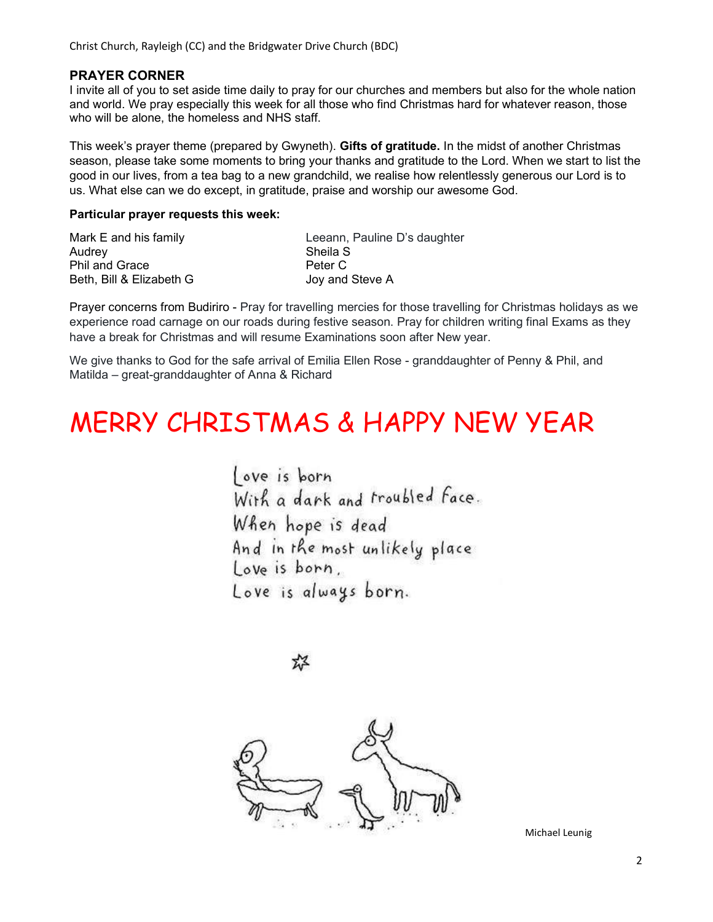## PRAYER CORNER

I invite all of you to set aside time daily to pray for our churches and members but also for the whole nation and world. We pray especially this week for all those who find Christmas hard for whatever reason, those who will be alone, the homeless and NHS staff.

This week's prayer theme (prepared by Gwyneth). **Gifts of gratitude.** In the midst of another Christmas season, please take some moments to bring your thanks and gratitude to the Lord. When we start to list the good in our lives, from a tea bag to a new grandchild, we realise how relentlessly generous our Lord is to us. What else can we do except, in gratitude, praise and worship our awesome God.

**Particular prayer requests this week:**

Mark E and his family
Audrey
Phil and Grace
Beth, Bill & Elizabeth G
Leeann, Pauline D's daughter
Sheila S
Peter C
Joy and Steve A

Prayer concerns from Budiriro - Pray for travelling mercies for those travelling for Christmas holidays as we experience road carnage on our roads during festive season. Pray for children writing final Exams as they have a break for Christmas and will resume Examinations soon after New year.

We give thanks to God for the safe arrival of Emilia Ellen Rose - granddaughter of Penny & Phil, and Matilda – great-granddaughter of Anna & Richard

# MERRY CHRISTMAS & HAPPY NEW YEAR

Love is born
With a dark and troubled face.
When hope is dead
And in the most unlikely place
Love is born,
Love is always born.

Michael Leunig